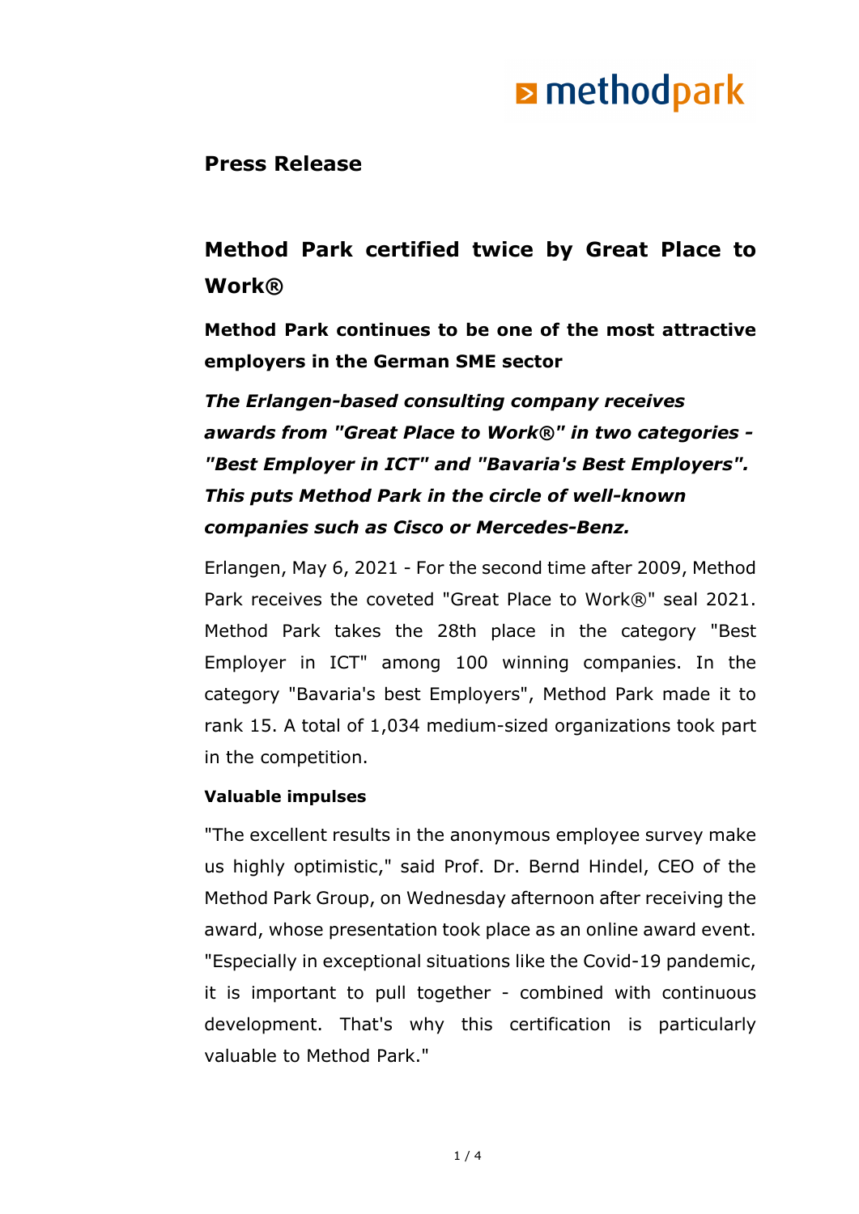**Press Release**

# Method Park certified twice by Great Place to Work®

## Method Park continues to be one of the most attractive employers in the German SME sector

***The Erlangen-based consulting company receives awards from "Great Place to Work®" in two categories - "Best Employer in ICT" and "Bavaria's Best Employers". This puts Method Park in the circle of well-known companies such as Cisco or Mercedes-Benz.***

Erlangen, May 6, 2021 - For the second time after 2009, Method Park receives the coveted "Great Place to Work®" seal 2021. Method Park takes the 28th place in the category "Best Employer in ICT" among 100 winning companies. In the category "Bavaria's best Employers", Method Park made it to rank 15. A total of 1,034 medium-sized organizations took part in the competition.

**Valuable impulses**

"The excellent results in the anonymous employee survey make us highly optimistic," said Prof. Dr. Bernd Hindel, CEO of the Method Park Group, on Wednesday afternoon after receiving the award, whose presentation took place as an online award event. "Especially in exceptional situations like the Covid-19 pandemic, it is important to pull together - combined with continuous development. That's why this certification is particularly valuable to Method Park."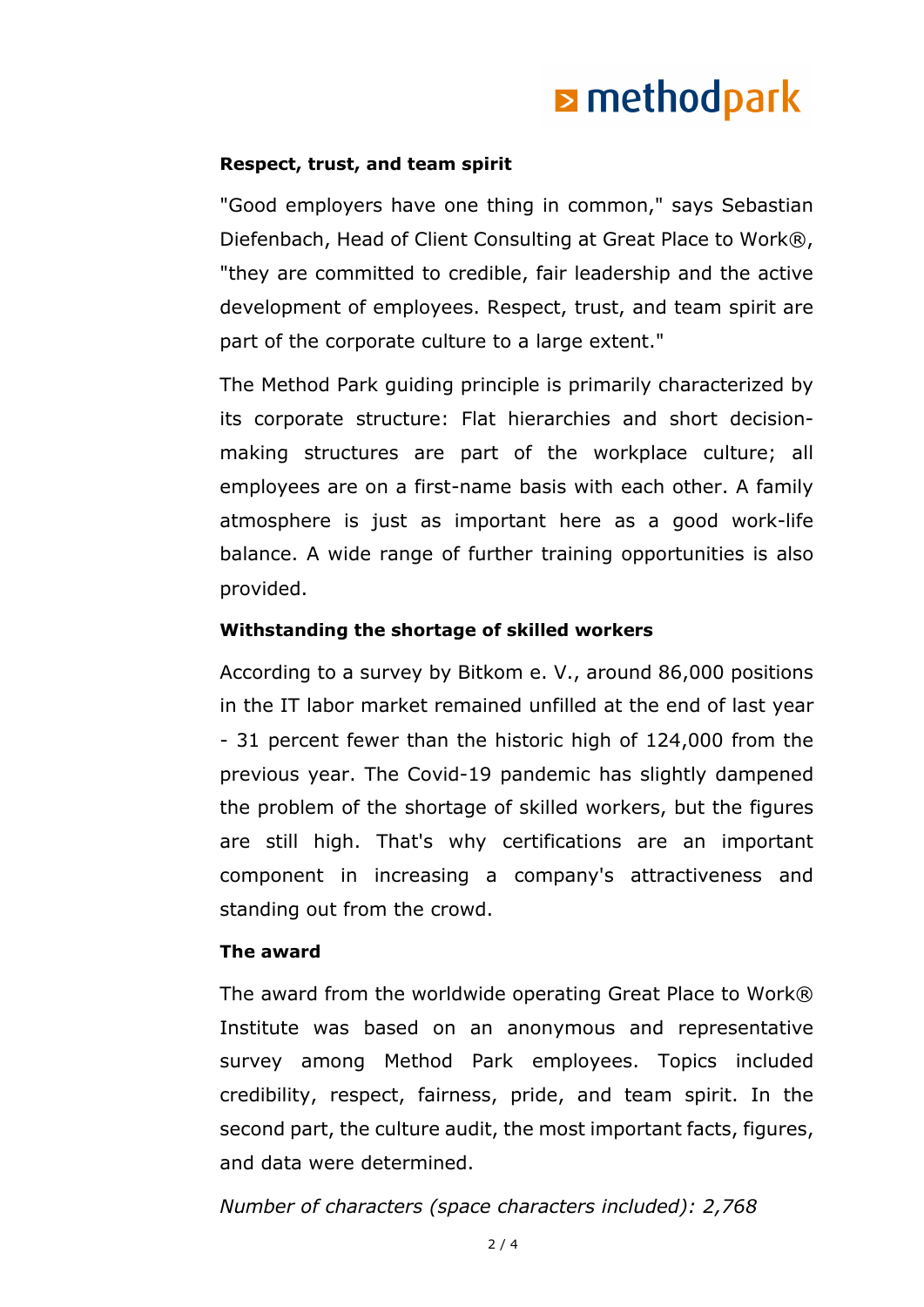**Respect, trust, and team spirit**

"Good employers have one thing in common," says Sebastian Diefenbach, Head of Client Consulting at Great Place to Work®, "they are committed to credible, fair leadership and the active development of employees. Respect, trust, and team spirit are part of the corporate culture to a large extent."

The Method Park guiding principle is primarily characterized by its corporate structure: Flat hierarchies and short decision-making structures are part of the workplace culture; all employees are on a first-name basis with each other. A family atmosphere is just as important here as a good work-life balance. A wide range of further training opportunities is also provided.

**Withstanding the shortage of skilled workers**

According to a survey by Bitkom e. V., around 86,000 positions in the IT labor market remained unfilled at the end of last year - 31 percent fewer than the historic high of 124,000 from the previous year. The Covid-19 pandemic has slightly dampened the problem of the shortage of skilled workers, but the figures are still high. That's why certifications are an important component in increasing a company's attractiveness and standing out from the crowd.

**The award**

The award from the worldwide operating Great Place to Work® Institute was based on an anonymous and representative survey among Method Park employees. Topics included credibility, respect, fairness, pride, and team spirit. In the second part, the culture audit, the most important facts, figures, and data were determined.

*Number of characters (space characters included): 2,768*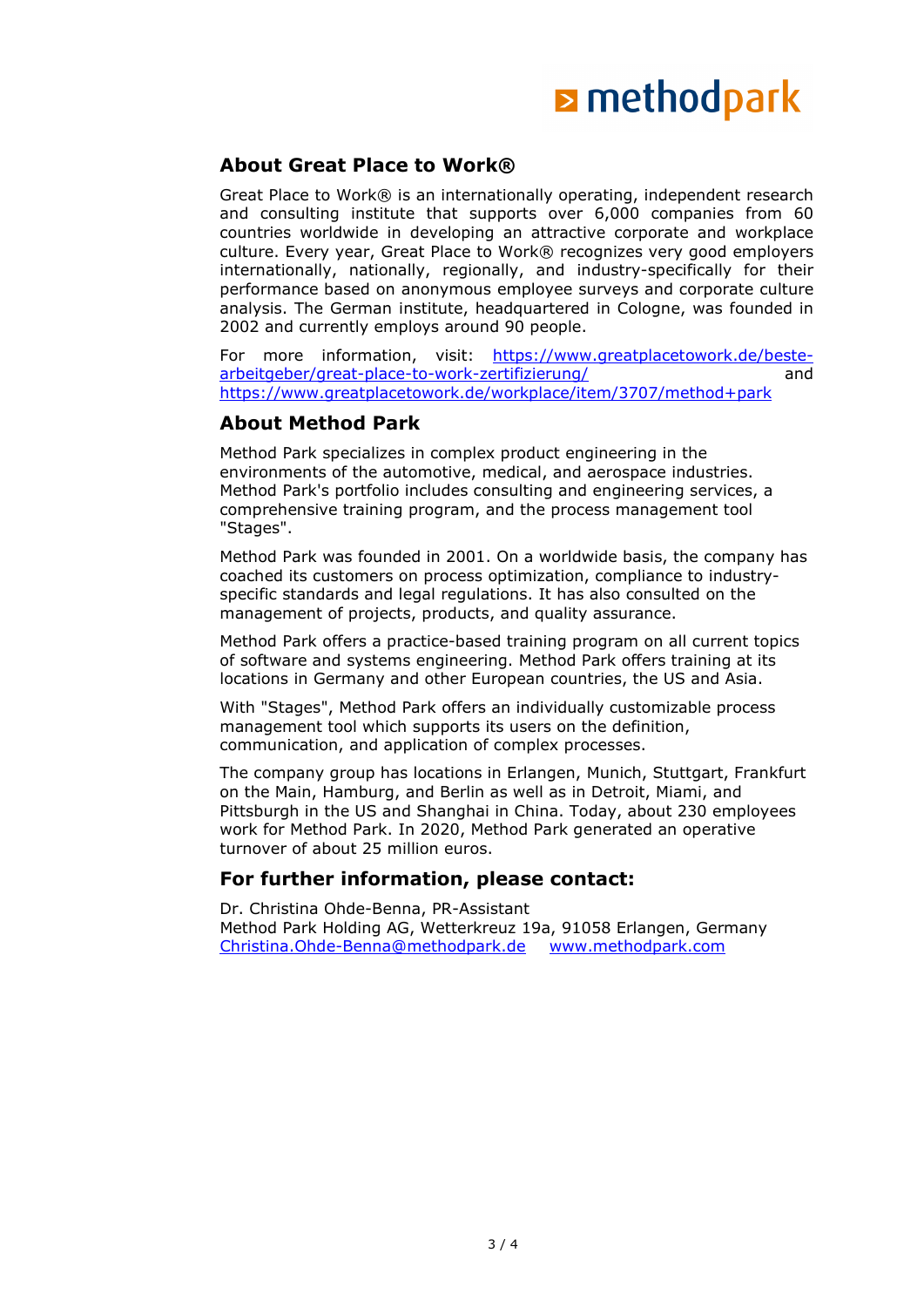## About Great Place to Work®

Great Place to Work® is an internationally operating, independent research and consulting institute that supports over 6,000 companies from 60 countries worldwide in developing an attractive corporate and workplace culture. Every year, Great Place to Work® recognizes very good employers internationally, nationally, regionally, and industry-specifically for their performance based on anonymous employee surveys and corporate culture analysis. The German institute, headquartered in Cologne, was founded in 2002 and currently employs around 90 people.

For more information, visit: [https://www.greatplacetowork.de/beste-arbeitgeber/great-place-to-work-zertifizierung/](https://www.greatplacetowork.de/beste-arbeitgeber/great-place-to-work-zertifizierung/) and [https://www.greatplacetowork.de/workplace/item/3707/method+park](https://www.greatplacetowork.de/workplace/item/3707/method+park)

## About Method Park

Method Park specializes in complex product engineering in the environments of the automotive, medical, and aerospace industries. Method Park's portfolio includes consulting and engineering services, a comprehensive training program, and the process management tool "Stages".

Method Park was founded in 2001. On a worldwide basis, the company has coached its customers on process optimization, compliance to industry-specific standards and legal regulations. It has also consulted on the management of projects, products, and quality assurance.

Method Park offers a practice-based training program on all current topics of software and systems engineering. Method Park offers training at its locations in Germany and other European countries, the US and Asia.

With "Stages", Method Park offers an individually customizable process management tool which supports its users on the definition, communication, and application of complex processes.

The company group has locations in Erlangen, Munich, Stuttgart, Frankfurt on the Main, Hamburg, and Berlin as well as in Detroit, Miami, and Pittsburgh in the US and Shanghai in China. Today, about 230 employees work for Method Park. In 2020, Method Park generated an operative turnover of about 25 million euros.

## For further information, please contact:

Dr. Christina Ohde-Benna, PR-Assistant
Method Park Holding AG, Wetterkreuz 19a, 91058 Erlangen, Germany
[Christina.Ohde-Benna@methodpark.de](mailto:Christina.Ohde-Benna@methodpark.de) [www.methodpark.com](http://www.methodpark.com)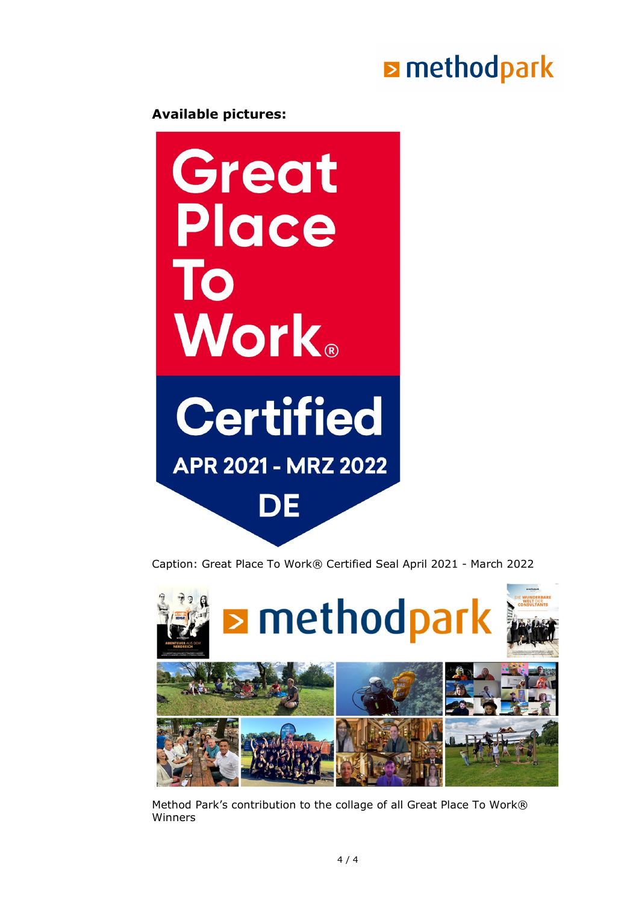**Available pictures:**

Caption: Great Place To Work® Certified Seal April 2021 - March 2022

Method Park's contribution to the collage of all Great Place To Work® Winners